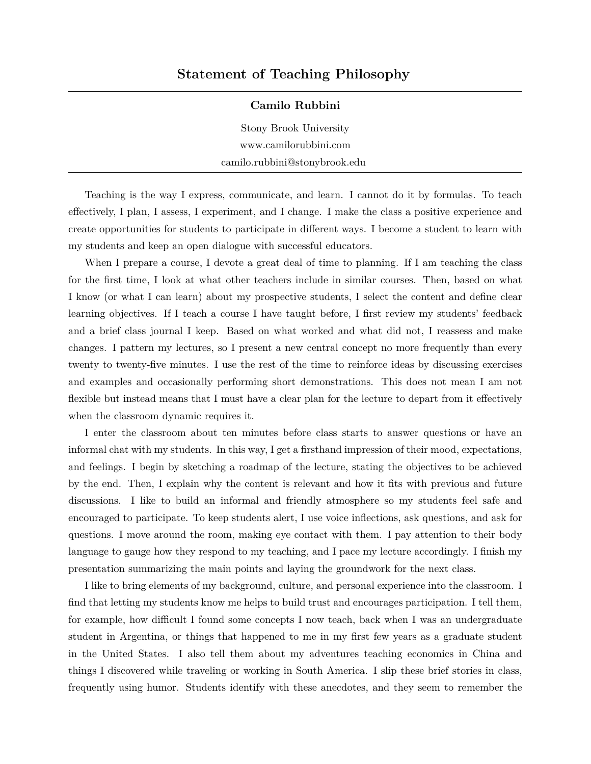# Statement of Teaching Philosophy

**Camilo Rubbini**

Stony Brook University
www.camilorubbini.com
camilo.rubbini@stonybrook.edu

Teaching is the way I express, communicate, and learn. I cannot do it by formulas. To teach effectively, I plan, I assess, I experiment, and I change. I make the class a positive experience and create opportunities for students to participate in different ways. I become a student to learn with my students and keep an open dialogue with successful educators.

When I prepare a course, I devote a great deal of time to planning. If I am teaching the class for the first time, I look at what other teachers include in similar courses. Then, based on what I know (or what I can learn) about my prospective students, I select the content and define clear learning objectives. If I teach a course I have taught before, I first review my students' feedback and a brief class journal I keep. Based on what worked and what did not, I reassess and make changes. I pattern my lectures, so I present a new central concept no more frequently than every twenty to twenty-five minutes. I use the rest of the time to reinforce ideas by discussing exercises and examples and occasionally performing short demonstrations. This does not mean I am not flexible but instead means that I must have a clear plan for the lecture to depart from it effectively when the classroom dynamic requires it.

I enter the classroom about ten minutes before class starts to answer questions or have an informal chat with my students. In this way, I get a firsthand impression of their mood, expectations, and feelings. I begin by sketching a roadmap of the lecture, stating the objectives to be achieved by the end. Then, I explain why the content is relevant and how it fits with previous and future discussions. I like to build an informal and friendly atmosphere so my students feel safe and encouraged to participate. To keep students alert, I use voice inflections, ask questions, and ask for questions. I move around the room, making eye contact with them. I pay attention to their body language to gauge how they respond to my teaching, and I pace my lecture accordingly. I finish my presentation summarizing the main points and laying the groundwork for the next class.

I like to bring elements of my background, culture, and personal experience into the classroom. I find that letting my students know me helps to build trust and encourages participation. I tell them, for example, how difficult I found some concepts I now teach, back when I was an undergraduate student in Argentina, or things that happened to me in my first few years as a graduate student in the United States. I also tell them about my adventures teaching economics in China and things I discovered while traveling or working in South America. I slip these brief stories in class, frequently using humor. Students identify with these anecdotes, and they seem to remember the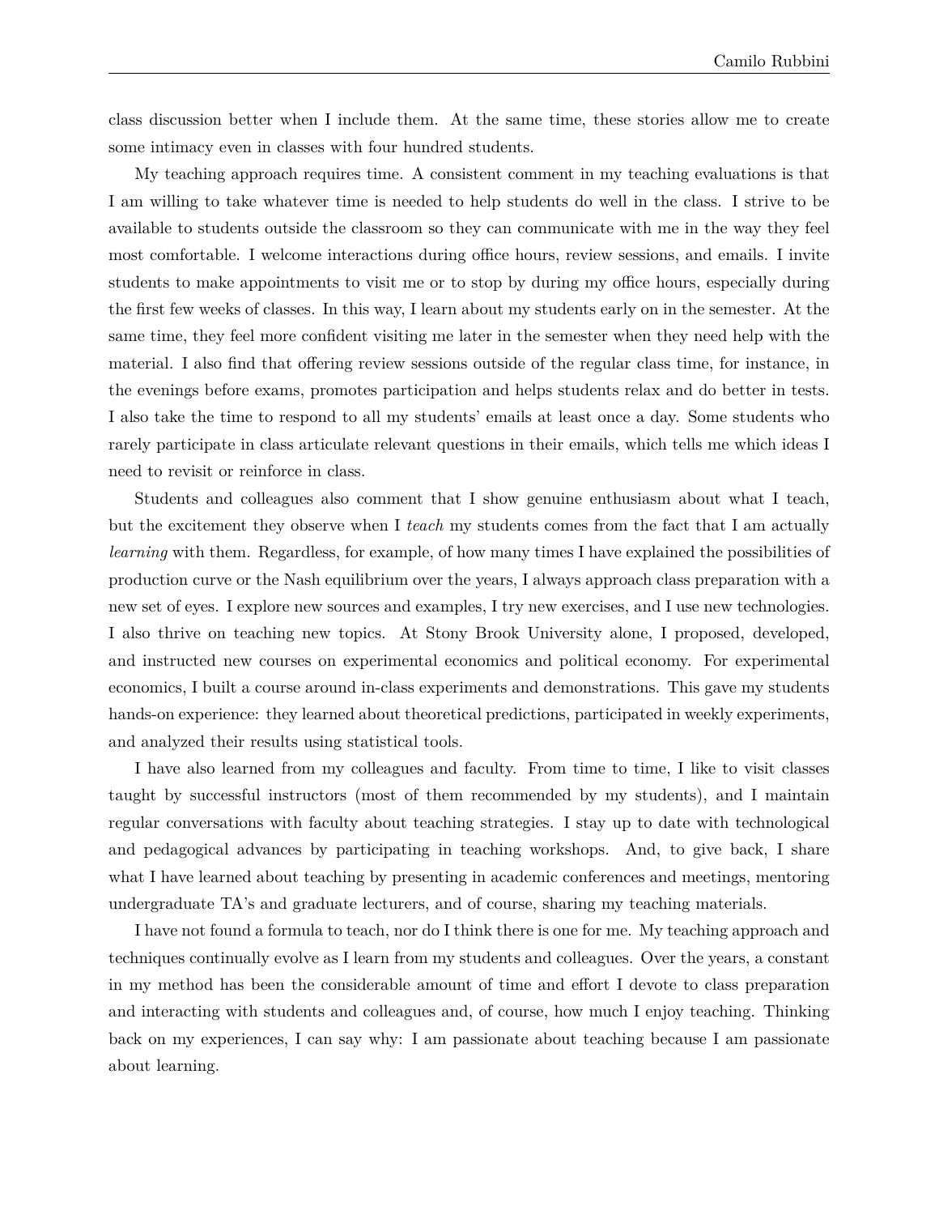class discussion better when I include them. At the same time, these stories allow me to create some intimacy even in classes with four hundred students.

My teaching approach requires time. A consistent comment in my teaching evaluations is that I am willing to take whatever time is needed to help students do well in the class. I strive to be available to students outside the classroom so they can communicate with me in the way they feel most comfortable. I welcome interactions during office hours, review sessions, and emails. I invite students to make appointments to visit me or to stop by during my office hours, especially during the first few weeks of classes. In this way, I learn about my students early on in the semester. At the same time, they feel more confident visiting me later in the semester when they need help with the material. I also find that offering review sessions outside of the regular class time, for instance, in the evenings before exams, promotes participation and helps students relax and do better in tests. I also take the time to respond to all my students' emails at least once a day. Some students who rarely participate in class articulate relevant questions in their emails, which tells me which ideas I need to revisit or reinforce in class.

Students and colleagues also comment that I show genuine enthusiasm about what I teach, but the excitement they observe when I *teach* my students comes from the fact that I am actually *learning* with them. Regardless, for example, of how many times I have explained the possibilities of production curve or the Nash equilibrium over the years, I always approach class preparation with a new set of eyes. I explore new sources and examples, I try new exercises, and I use new technologies. I also thrive on teaching new topics. At Stony Brook University alone, I proposed, developed, and instructed new courses on experimental economics and political economy. For experimental economics, I built a course around in-class experiments and demonstrations. This gave my students hands-on experience: they learned about theoretical predictions, participated in weekly experiments, and analyzed their results using statistical tools.

I have also learned from my colleagues and faculty. From time to time, I like to visit classes taught by successful instructors (most of them recommended by my students), and I maintain regular conversations with faculty about teaching strategies. I stay up to date with technological and pedagogical advances by participating in teaching workshops. And, to give back, I share what I have learned about teaching by presenting in academic conferences and meetings, mentoring undergraduate TA's and graduate lecturers, and of course, sharing my teaching materials.

I have not found a formula to teach, nor do I think there is one for me. My teaching approach and techniques continually evolve as I learn from my students and colleagues. Over the years, a constant in my method has been the considerable amount of time and effort I devote to class preparation and interacting with students and colleagues and, of course, how much I enjoy teaching. Thinking back on my experiences, I can say why: I am passionate about teaching because I am passionate about learning.